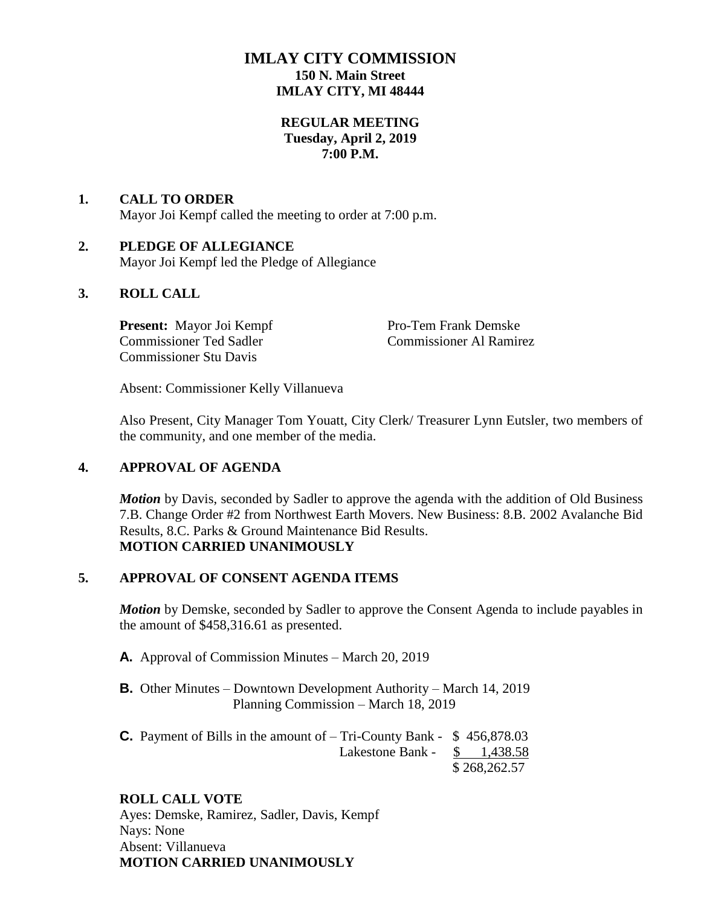# IMLAY CITY COMMISSION
**150 N. Main Street**
**IMLAY CITY, MI 48444**

**REGULAR MEETING**
**Tuesday, April 2, 2019**
**7:00 P.M.**

## 1. CALL TO ORDER

Mayor Joi Kempf called the meeting to order at 7:00 p.m.

## 2. PLEDGE OF ALLEGIANCE

Mayor Joi Kempf led the Pledge of Allegiance

## 3. ROLL CALL

**Present:** Mayor Joi Kempf
Pro-Tem Frank Demske
Commissioner Ted Sadler
Commissioner Al Ramirez
Commissioner Stu Davis

Absent: Commissioner Kelly Villanueva

Also Present, City Manager Tom Youatt, City Clerk/ Treasurer Lynn Eutsler, two members of the community, and one member of the media.

## 4. APPROVAL OF AGENDA

***Motion*** by Davis, seconded by Sadler to approve the agenda with the addition of Old Business 7.B. Change Order #2 from Northwest Earth Movers. New Business: 8.B. 2002 Avalanche Bid Results, 8.C. Parks & Ground Maintenance Bid Results.
**MOTION CARRIED UNANIMOUSLY**

## 5. APPROVAL OF CONSENT AGENDA ITEMS

***Motion*** by Demske, seconded by Sadler to approve the Consent Agenda to include payables in the amount of $458,316.61 as presented.

**A.** Approval of Commission Minutes – March 20, 2019

**B.** Other Minutes – Downtown Development Authority – March 14, 2019
Planning Commission – March 18, 2019

**C.** Payment of Bills in the amount of – Tri-County Bank - $ 456,878.03
Lakestone Bank - $ 1,438.58
$ 268,262.57

**ROLL CALL VOTE**
Ayes: Demske, Ramirez, Sadler, Davis, Kempf
Nays: None
Absent: Villanueva
**MOTION CARRIED UNANIMOUSLY**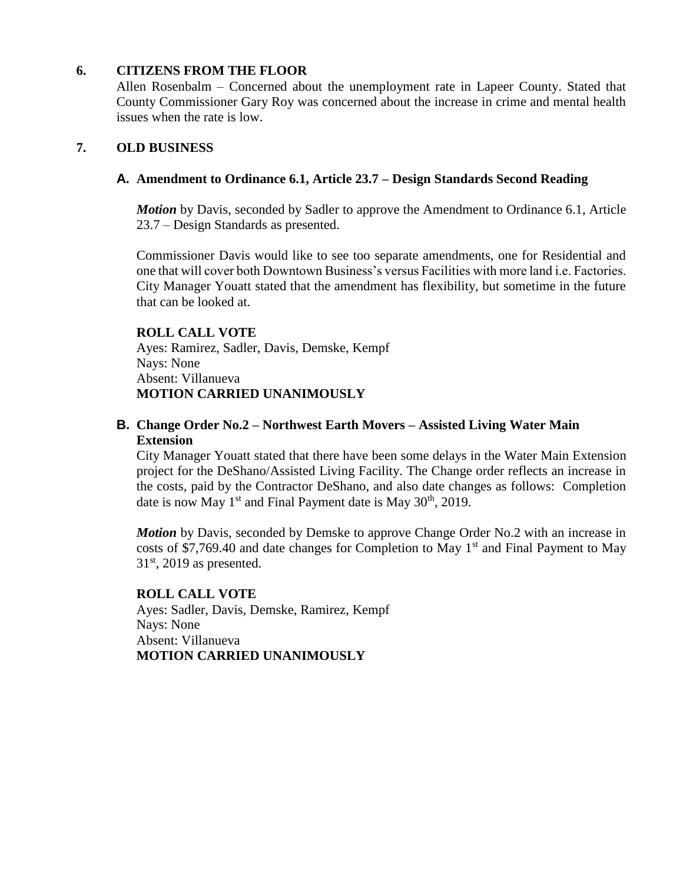## 6. CITIZENS FROM THE FLOOR

Allen Rosenbalm – Concerned about the unemployment rate in Lapeer County. Stated that County Commissioner Gary Roy was concerned about the increase in crime and mental health issues when the rate is low.

## 7. OLD BUSINESS

### A. Amendment to Ordinance 6.1, Article 23.7 – Design Standards Second Reading

***Motion*** by Davis, seconded by Sadler to approve the Amendment to Ordinance 6.1, Article 23.7 – Design Standards as presented.

Commissioner Davis would like to see too separate amendments, one for Residential and one that will cover both Downtown Business's versus Facilities with more land i.e. Factories. City Manager Youatt stated that the amendment has flexibility, but sometime in the future that can be looked at.

**ROLL CALL VOTE**
Ayes: Ramirez, Sadler, Davis, Demske, Kempf
Nays: None
Absent: Villanueva
**MOTION CARRIED UNANIMOUSLY**

### B. Change Order No.2 – Northwest Earth Movers – Assisted Living Water Main Extension

City Manager Youatt stated that there have been some delays in the Water Main Extension project for the DeShano/Assisted Living Facility. The Change order reflects an increase in the costs, paid by the Contractor DeShano, and also date changes as follows: Completion date is now May 1st and Final Payment date is May 30th, 2019.

***Motion*** by Davis, seconded by Demske to approve Change Order No.2 with an increase in costs of $7,769.40 and date changes for Completion to May 1st and Final Payment to May 31st, 2019 as presented.

**ROLL CALL VOTE**
Ayes: Sadler, Davis, Demske, Ramirez, Kempf
Nays: None
Absent: Villanueva
**MOTION CARRIED UNANIMOUSLY**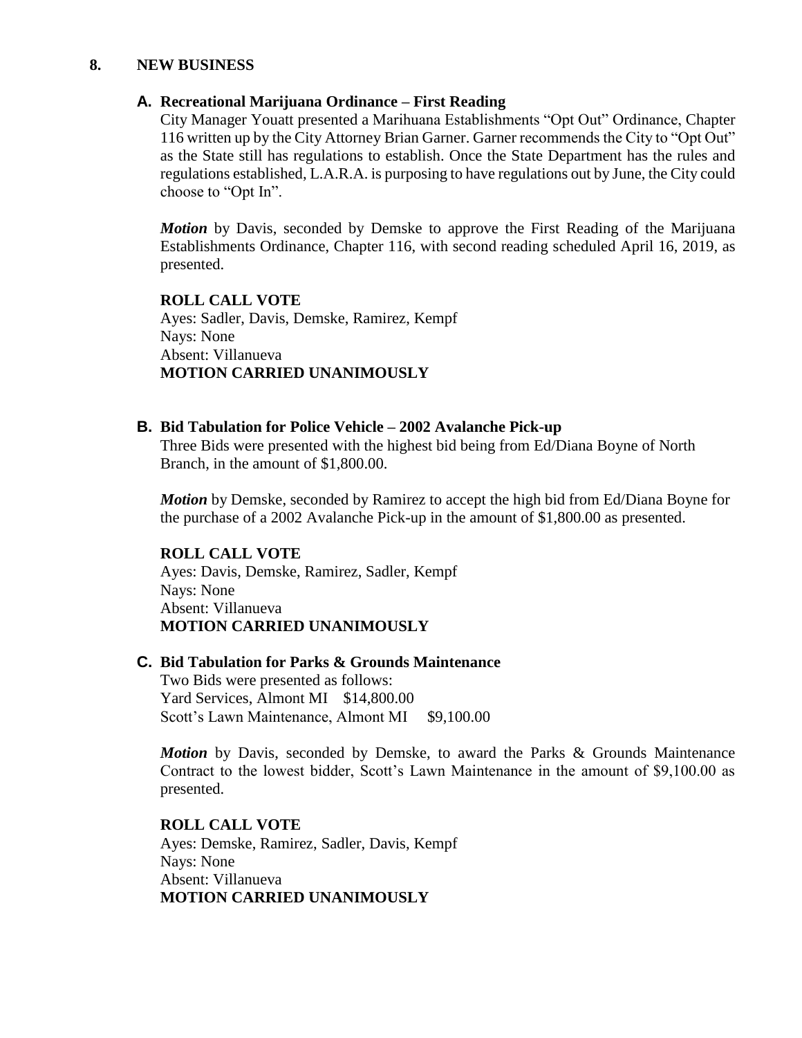## 8. NEW BUSINESS

### A. Recreational Marijuana Ordinance – First Reading

City Manager Youatt presented a Marihuana Establishments "Opt Out" Ordinance, Chapter 116 written up by the City Attorney Brian Garner. Garner recommends the City to "Opt Out" as the State still has regulations to establish. Once the State Department has the rules and regulations established, L.A.R.A. is purposing to have regulations out by June, the City could choose to "Opt In".

***Motion*** by Davis, seconded by Demske to approve the First Reading of the Marijuana Establishments Ordinance, Chapter 116, with second reading scheduled April 16, 2019, as presented.

**ROLL CALL VOTE**
Ayes: Sadler, Davis, Demske, Ramirez, Kempf
Nays: None
Absent: Villanueva
**MOTION CARRIED UNANIMOUSLY**

### B. Bid Tabulation for Police Vehicle – 2002 Avalanche Pick-up

Three Bids were presented with the highest bid being from Ed/Diana Boyne of North Branch, in the amount of $1,800.00.

***Motion*** by Demske, seconded by Ramirez to accept the high bid from Ed/Diana Boyne for the purchase of a 2002 Avalanche Pick-up in the amount of $1,800.00 as presented.

**ROLL CALL VOTE**
Ayes: Davis, Demske, Ramirez, Sadler, Kempf
Nays: None
Absent: Villanueva
**MOTION CARRIED UNANIMOUSLY**

### C. Bid Tabulation for Parks & Grounds Maintenance

Two Bids were presented as follows:
Yard Services, Almont MI $14,800.00
Scott's Lawn Maintenance, Almont MI $9,100.00

***Motion*** by Davis, seconded by Demske, to award the Parks & Grounds Maintenance Contract to the lowest bidder, Scott's Lawn Maintenance in the amount of $9,100.00 as presented.

**ROLL CALL VOTE**
Ayes: Demske, Ramirez, Sadler, Davis, Kempf
Nays: None
Absent: Villanueva
**MOTION CARRIED UNANIMOUSLY**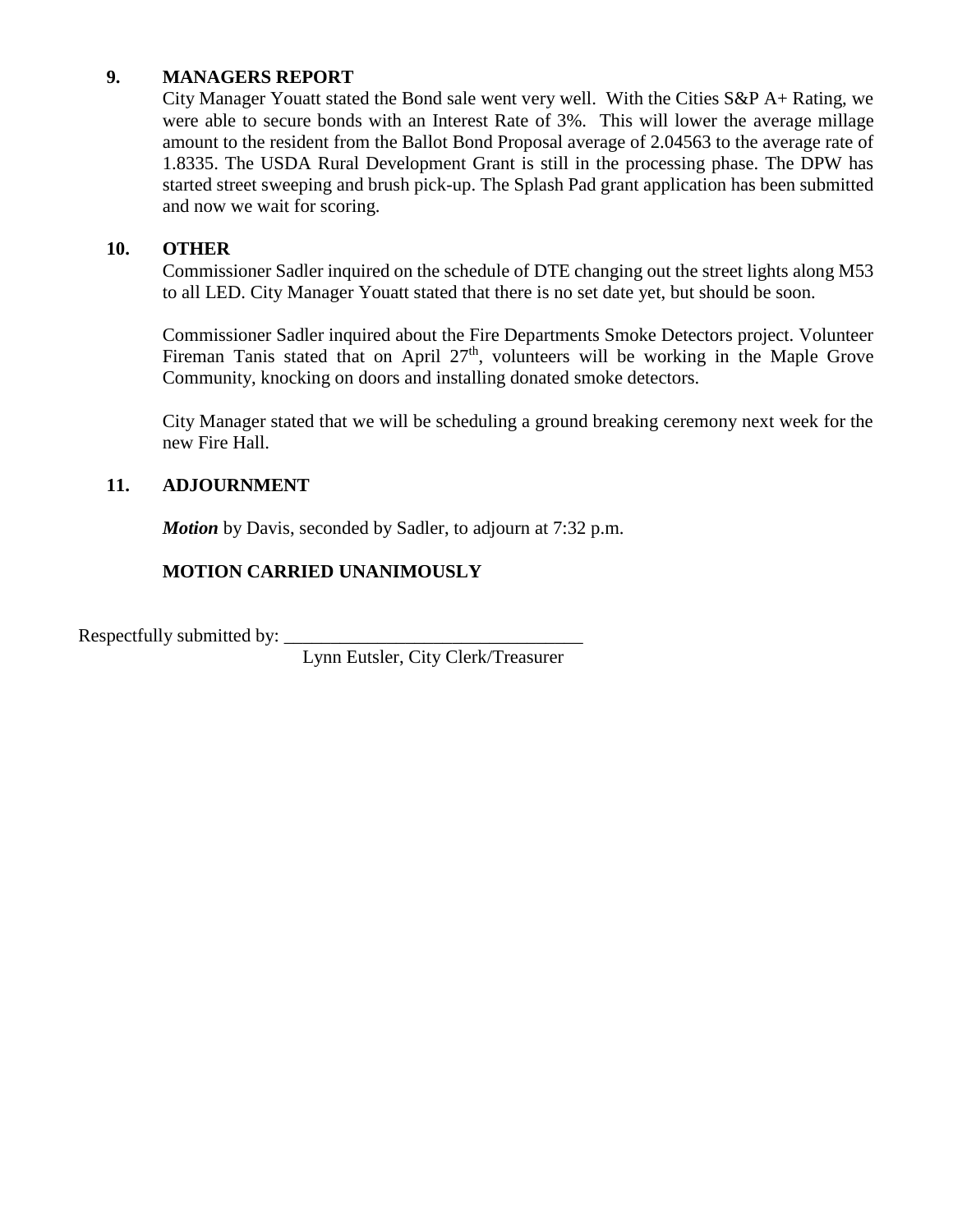**9. MANAGERS REPORT**

City Manager Youatt stated the Bond sale went very well. With the Cities S&P A+ Rating, we were able to secure bonds with an Interest Rate of 3%. This will lower the average millage amount to the resident from the Ballot Bond Proposal average of 2.04563 to the average rate of 1.8335. The USDA Rural Development Grant is still in the processing phase. The DPW has started street sweeping and brush pick-up. The Splash Pad grant application has been submitted and now we wait for scoring.

**10. OTHER**

Commissioner Sadler inquired on the schedule of DTE changing out the street lights along M53 to all LED. City Manager Youatt stated that there is no set date yet, but should be soon.

Commissioner Sadler inquired about the Fire Departments Smoke Detectors project. Volunteer Fireman Tanis stated that on April 27th, volunteers will be working in the Maple Grove Community, knocking on doors and installing donated smoke detectors.

City Manager stated that we will be scheduling a ground breaking ceremony next week for the new Fire Hall.

**11. ADJOURNMENT**

***Motion*** by Davis, seconded by Sadler, to adjourn at 7:32 p.m.

**MOTION CARRIED UNANIMOUSLY**

Respectfully submitted by: ________________________________

Lynn Eutsler, City Clerk/Treasurer